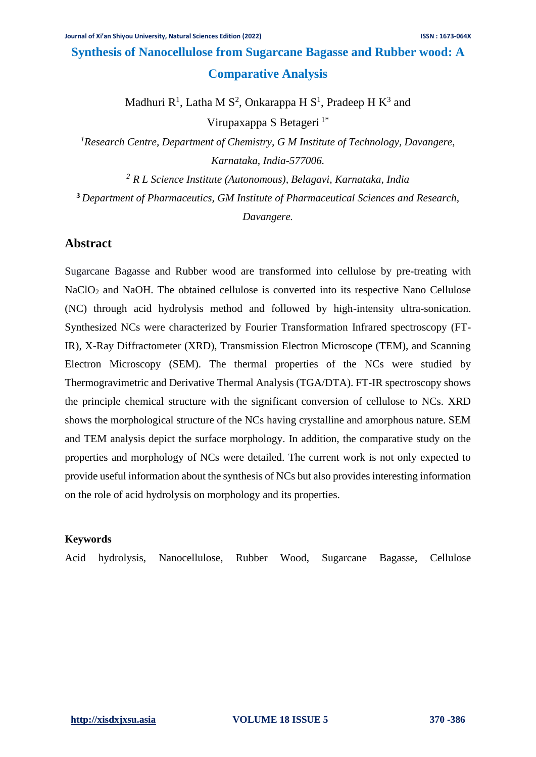# Synthesis of Nanocellulose from Sugarcane Bagasse and Rubber wood: A Comparative Analysis

Madhuri R[1], Latha M S[2], Onkarappa H S[1], Pradeep H K[3] and Virupaxappa S Betageri [1*]

[1]*Research Centre, Department of Chemistry, G M Institute of Technology, Davangere, Karnataka, India-577006.*

[2] *R L Science Institute (Autonomous), Belagavi, Karnataka, India*

[3] *Department of Pharmaceutics, GM Institute of Pharmaceutical Sciences and Research, Davangere.*

## Abstract

Sugarcane Bagasse and Rubber wood are transformed into cellulose by pre-treating with $NaClO_2$ and NaOH. The obtained cellulose is converted into its respective Nano Cellulose (NC) through acid hydrolysis method and followed by high-intensity ultra-sonication. Synthesized NCs were characterized by Fourier Transformation Infrared spectroscopy (FT-IR), X-Ray Diffractometer (XRD), Transmission Electron Microscope (TEM), and Scanning Electron Microscopy (SEM). The thermal properties of the NCs were studied by Thermogravimetric and Derivative Thermal Analysis (TGA/DTA). FT-IR spectroscopy shows the principle chemical structure with the significant conversion of cellulose to NCs. XRD shows the morphological structure of the NCs having crystalline and amorphous nature. SEM and TEM analysis depict the surface morphology. In addition, the comparative study on the properties and morphology of NCs were detailed. The current work is not only expected to provide useful information about the synthesis of NCs but also provides interesting information on the role of acid hydrolysis on morphology and its properties.

### Keywords

Acid hydrolysis, Nanocellulose, Rubber Wood, Sugarcane Bagasse, Cellulose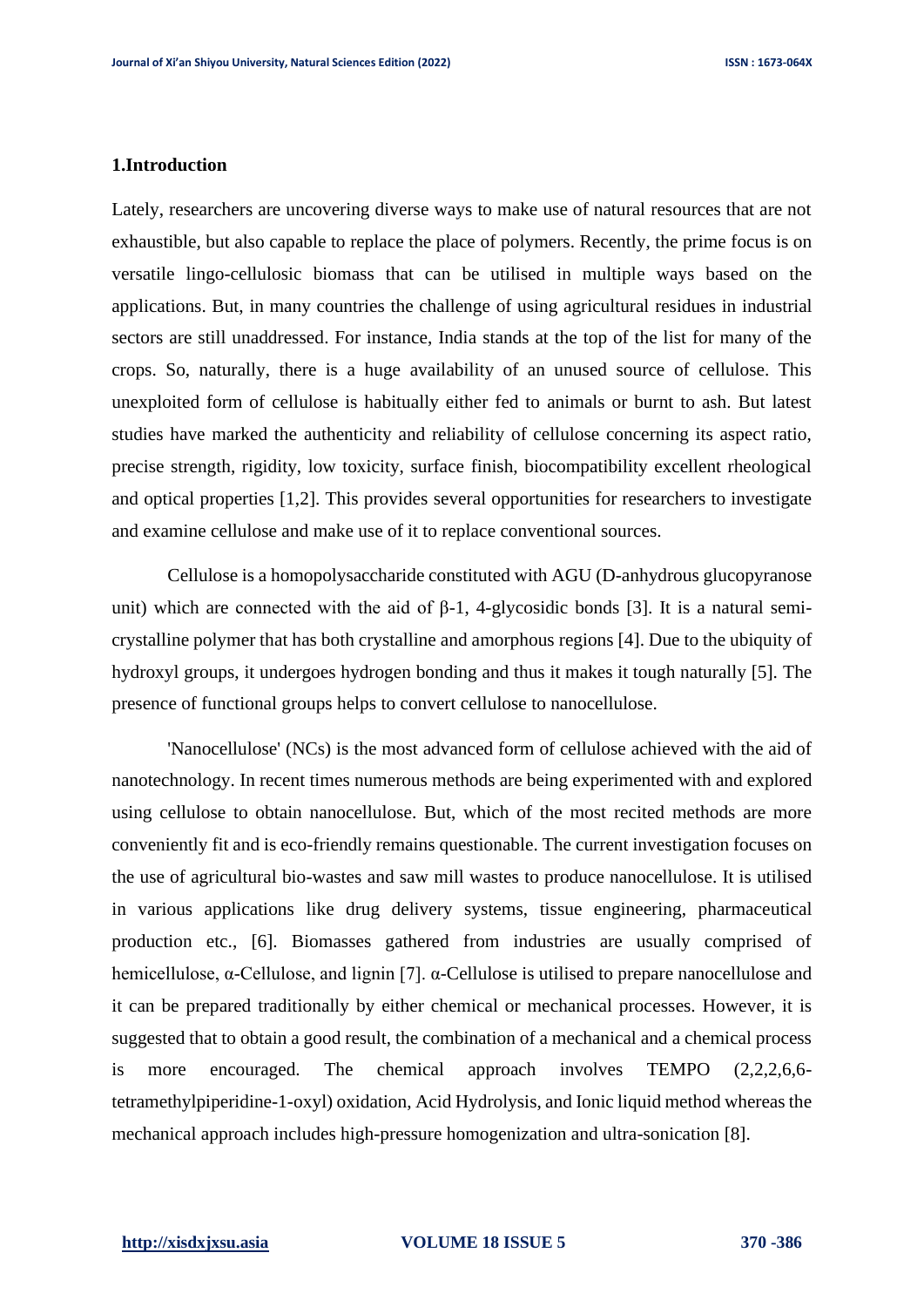## 1.Introduction

Lately, researchers are uncovering diverse ways to make use of natural resources that are not exhaustible, but also capable to replace the place of polymers. Recently, the prime focus is on versatile lingo-cellulosic biomass that can be utilised in multiple ways based on the applications. But, in many countries the challenge of using agricultural residues in industrial sectors are still unaddressed. For instance, India stands at the top of the list for many of the crops. So, naturally, there is a huge availability of an unused source of cellulose. This unexploited form of cellulose is habitually either fed to animals or burnt to ash. But latest studies have marked the authenticity and reliability of cellulose concerning its aspect ratio, precise strength, rigidity, low toxicity, surface finish, biocompatibility excellent rheological and optical properties [1,2]. This provides several opportunities for researchers to investigate and examine cellulose and make use of it to replace conventional sources.

Cellulose is a homopolysaccharide constituted with AGU (D-anhydrous glucopyranose unit) which are connected with the aid of β-1, 4-glycosidic bonds [3]. It is a natural semi-crystalline polymer that has both crystalline and amorphous regions [4]. Due to the ubiquity of hydroxyl groups, it undergoes hydrogen bonding and thus it makes it tough naturally [5]. The presence of functional groups helps to convert cellulose to nanocellulose.

'Nanocellulose' (NCs) is the most advanced form of cellulose achieved with the aid of nanotechnology. In recent times numerous methods are being experimented with and explored using cellulose to obtain nanocellulose. But, which of the most recited methods are more conveniently fit and is eco-friendly remains questionable. The current investigation focuses on the use of agricultural bio-wastes and saw mill wastes to produce nanocellulose. It is utilised in various applications like drug delivery systems, tissue engineering, pharmaceutical production etc., [6]. Biomasses gathered from industries are usually comprised of hemicellulose, α-Cellulose, and lignin [7]. α-Cellulose is utilised to prepare nanocellulose and it can be prepared traditionally by either chemical or mechanical processes. However, it is suggested that to obtain a good result, the combination of a mechanical and a chemical process is more encouraged. The chemical approach involves TEMPO (2,2,2,6,6-tetramethylpiperidine-1-oxyl) oxidation, Acid Hydrolysis, and Ionic liquid method whereas the mechanical approach includes high-pressure homogenization and ultra-sonication [8].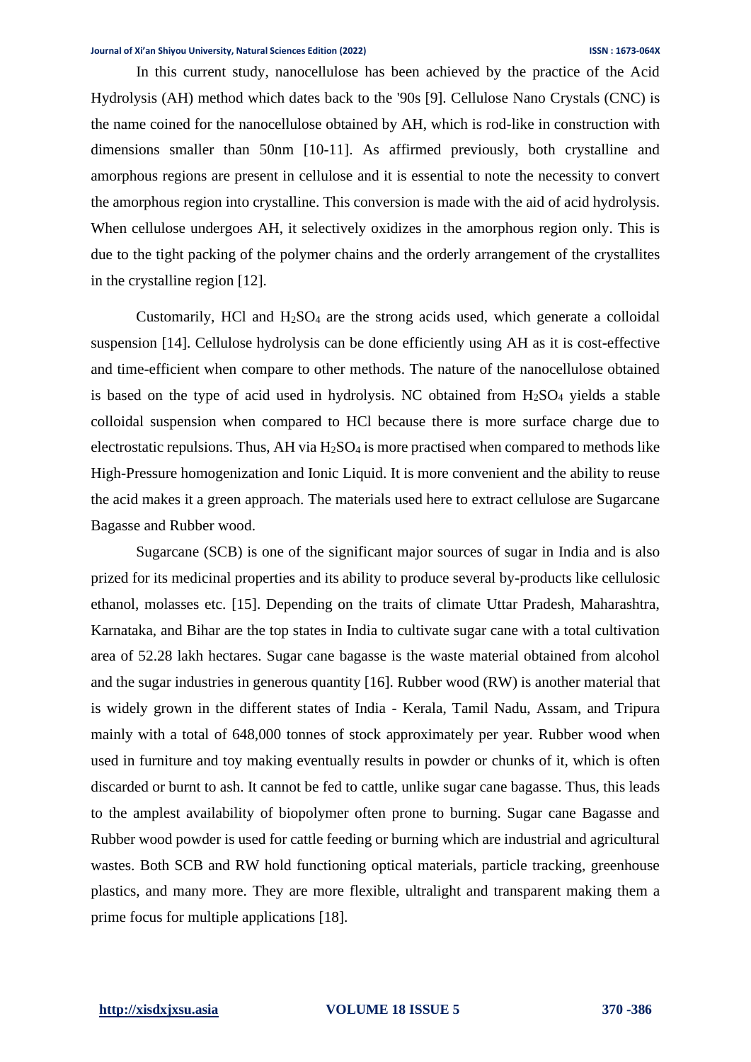In this current study, nanocellulose has been achieved by the practice of the Acid Hydrolysis (AH) method which dates back to the '90s [9]. Cellulose Nano Crystals (CNC) is the name coined for the nanocellulose obtained by AH, which is rod-like in construction with dimensions smaller than 50nm [10-11]. As affirmed previously, both crystalline and amorphous regions are present in cellulose and it is essential to note the necessity to convert the amorphous region into crystalline. This conversion is made with the aid of acid hydrolysis. When cellulose undergoes AH, it selectively oxidizes in the amorphous region only. This is due to the tight packing of the polymer chains and the orderly arrangement of the crystallites in the crystalline region [12].

Customarily, HCl and $H_2SO_4$ are the strong acids used, which generate a colloidal suspension [14]. Cellulose hydrolysis can be done efficiently using AH as it is cost-effective and time-efficient when compare to other methods. The nature of the nanocellulose obtained is based on the type of acid used in hydrolysis. NC obtained from $H_2SO_4$ yields a stable colloidal suspension when compared to HCl because there is more surface charge due to electrostatic repulsions. Thus, AH via $H_2SO_4$ is more practised when compared to methods like High-Pressure homogenization and Ionic Liquid. It is more convenient and the ability to reuse the acid makes it a green approach. The materials used here to extract cellulose are Sugarcane Bagasse and Rubber wood.

Sugarcane (SCB) is one of the significant major sources of sugar in India and is also prized for its medicinal properties and its ability to produce several by-products like cellulosic ethanol, molasses etc. [15]. Depending on the traits of climate Uttar Pradesh, Maharashtra, Karnataka, and Bihar are the top states in India to cultivate sugar cane with a total cultivation area of 52.28 lakh hectares. Sugar cane bagasse is the waste material obtained from alcohol and the sugar industries in generous quantity [16]. Rubber wood (RW) is another material that is widely grown in the different states of India - Kerala, Tamil Nadu, Assam, and Tripura mainly with a total of 648,000 tonnes of stock approximately per year. Rubber wood when used in furniture and toy making eventually results in powder or chunks of it, which is often discarded or burnt to ash. It cannot be fed to cattle, unlike sugar cane bagasse. Thus, this leads to the amplest availability of biopolymer often prone to burning. Sugar cane Bagasse and Rubber wood powder is used for cattle feeding or burning which are industrial and agricultural wastes. Both SCB and RW hold functioning optical materials, particle tracking, greenhouse plastics, and many more. They are more flexible, ultralight and transparent making them a prime focus for multiple applications [18].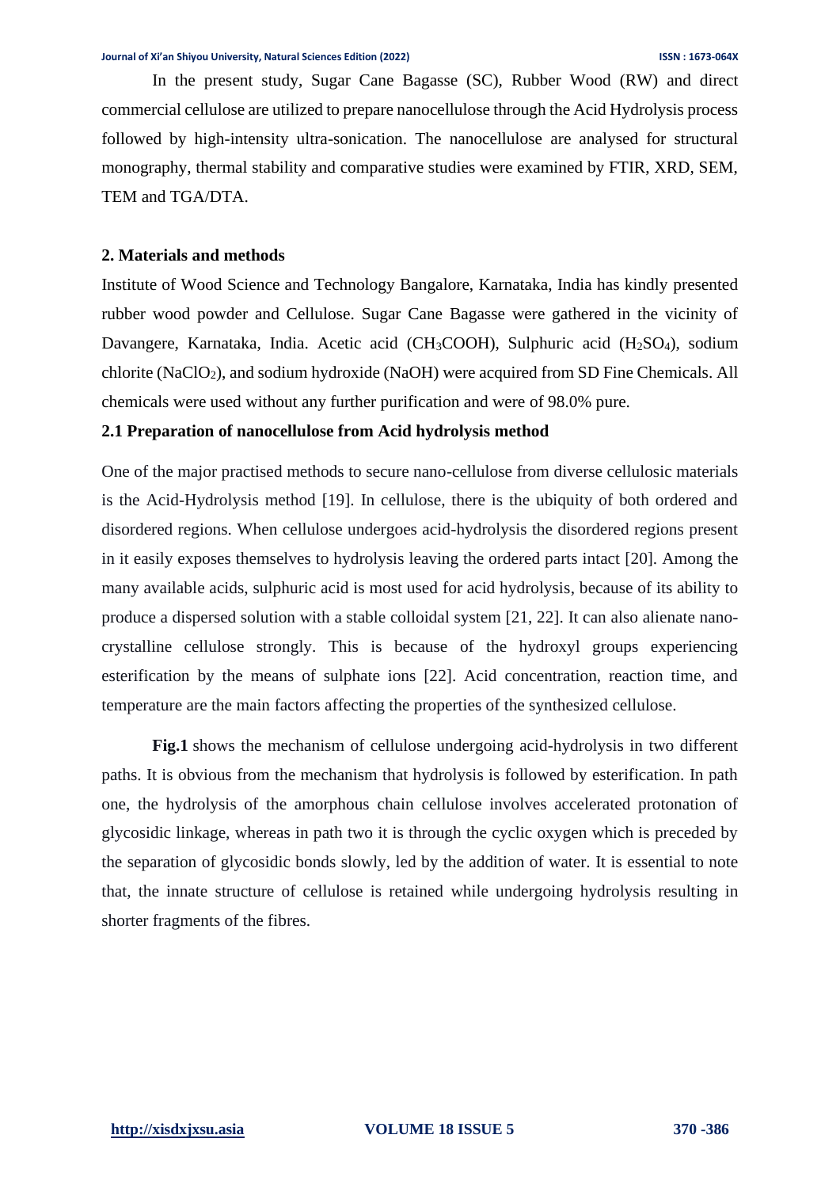In the present study, Sugar Cane Bagasse (SC), Rubber Wood (RW) and direct commercial cellulose are utilized to prepare nanocellulose through the Acid Hydrolysis process followed by high-intensity ultra-sonication. The nanocellulose are analysed for structural monography, thermal stability and comparative studies were examined by FTIR, XRD, SEM, TEM and TGA/DTA.

## 2. Materials and methods

Institute of Wood Science and Technology Bangalore, Karnataka, India has kindly presented rubber wood powder and Cellulose. Sugar Cane Bagasse were gathered in the vicinity of Davangere, Karnataka, India. Acetic acid ($CH_3COOH$), Sulphuric acid ($H_2SO_4$), sodium chlorite ($NaClO_2$), and sodium hydroxide (NaOH) were acquired from SD Fine Chemicals. All chemicals were used without any further purification and were of 98.0% pure.

### 2.1 Preparation of nanocellulose from Acid hydrolysis method

One of the major practised methods to secure nano-cellulose from diverse cellulosic materials is the Acid-Hydrolysis method [19]. In cellulose, there is the ubiquity of both ordered and disordered regions. When cellulose undergoes acid-hydrolysis the disordered regions present in it easily exposes themselves to hydrolysis leaving the ordered parts intact [20]. Among the many available acids, sulphuric acid is most used for acid hydrolysis, because of its ability to produce a dispersed solution with a stable colloidal system [21, 22]. It can also alienate nano-crystalline cellulose strongly. This is because of the hydroxyl groups experiencing esterification by the means of sulphate ions [22]. Acid concentration, reaction time, and temperature are the main factors affecting the properties of the synthesized cellulose.

**Fig.1** shows the mechanism of cellulose undergoing acid-hydrolysis in two different paths. It is obvious from the mechanism that hydrolysis is followed by esterification. In path one, the hydrolysis of the amorphous chain cellulose involves accelerated protonation of glycosidic linkage, whereas in path two it is through the cyclic oxygen which is preceded by the separation of glycosidic bonds slowly, led by the addition of water. It is essential to note that, the innate structure of cellulose is retained while undergoing hydrolysis resulting in shorter fragments of the fibres.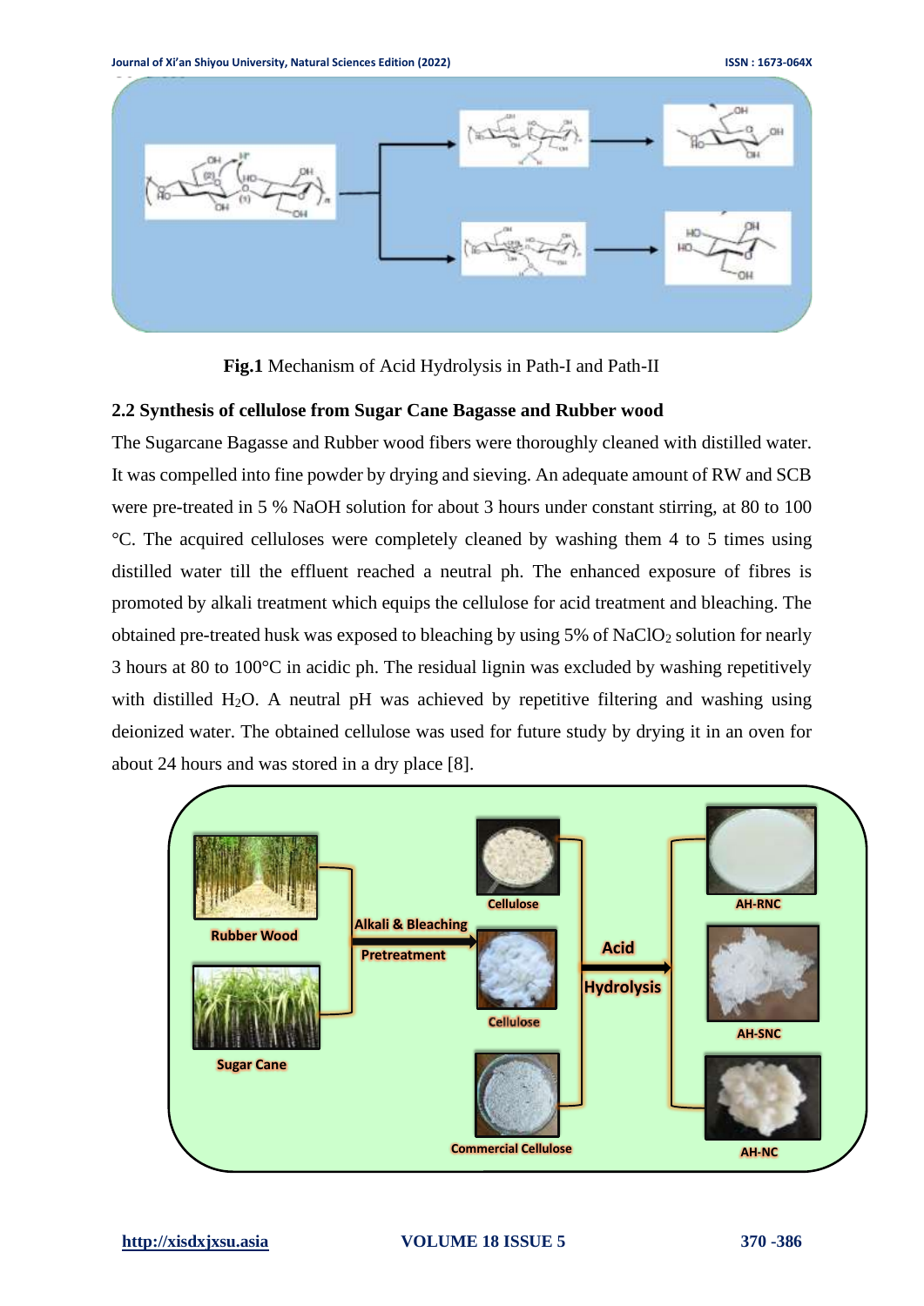**Fig.1** Mechanism of Acid Hydrolysis in Path-I and Path-II

## 2.2 Synthesis of cellulose from Sugar Cane Bagasse and Rubber wood

The Sugarcane Bagasse and Rubber wood fibers were thoroughly cleaned with distilled water. It was compelled into fine powder by drying and sieving. An adequate amount of RW and SCB were pre-treated in 5 % NaOH solution for about 3 hours under constant stirring, at 80 to 100 °C. The acquired celluloses were completely cleaned by washing them 4 to 5 times using distilled water till the effluent reached a neutral ph. The enhanced exposure of fibres is promoted by alkali treatment which equips the cellulose for acid treatment and bleaching. The obtained pre-treated husk was exposed to bleaching by using 5% of $NaClO_2$ solution for nearly 3 hours at 80 to 100°C in acidic ph. The residual lignin was excluded by washing repetitively with distilled $H_2O$. A neutral pH was achieved by repetitive filtering and washing using deionized water. The obtained cellulose was used for future study by drying it in an oven for about 24 hours and was stored in a dry place [8].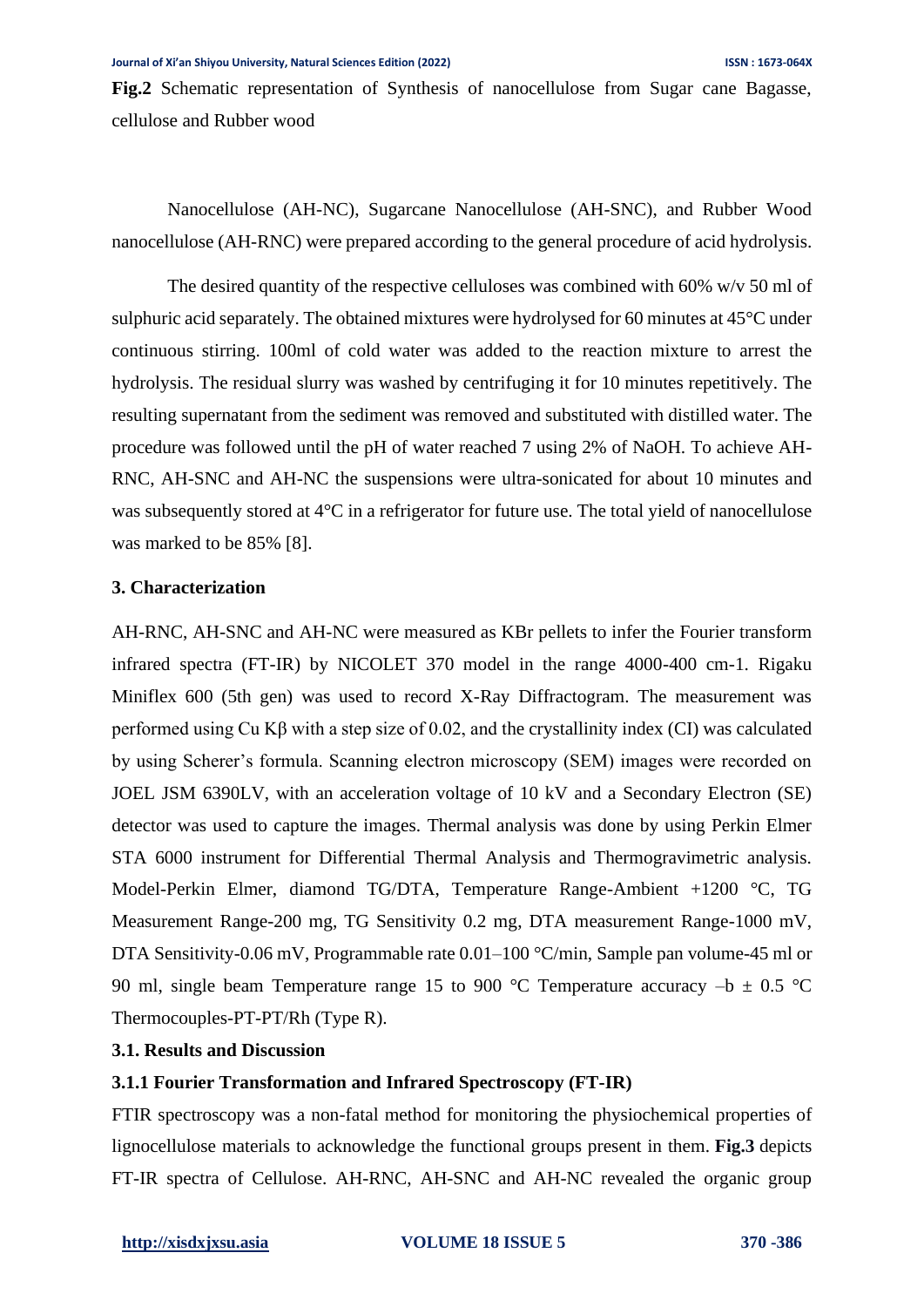**Fig.2** Schematic representation of Synthesis of nanocellulose from Sugar cane Bagasse, cellulose and Rubber wood

Nanocellulose (AH-NC), Sugarcane Nanocellulose (AH-SNC), and Rubber Wood nanocellulose (AH-RNC) were prepared according to the general procedure of acid hydrolysis.

The desired quantity of the respective celluloses was combined with 60% w/v 50 ml of sulphuric acid separately. The obtained mixtures were hydrolysed for 60 minutes at 45°C under continuous stirring. 100ml of cold water was added to the reaction mixture to arrest the hydrolysis. The residual slurry was washed by centrifuging it for 10 minutes repetitively. The resulting supernatant from the sediment was removed and substituted with distilled water. The procedure was followed until the pH of water reached 7 using 2% of NaOH. To achieve AH-RNC, AH-SNC and AH-NC the suspensions were ultra-sonicated for about 10 minutes and was subsequently stored at 4°C in a refrigerator for future use. The total yield of nanocellulose was marked to be 85% [8].

## 3. Characterization

AH-RNC, AH-SNC and AH-NC were measured as KBr pellets to infer the Fourier transform infrared spectra (FT-IR) by NICOLET 370 model in the range 4000-400 cm-1. Rigaku Miniflex 600 (5th gen) was used to record X-Ray Diffractogram. The measurement was performed using Cu Kβ with a step size of 0.02, and the crystallinity index (CI) was calculated by using Scherer's formula. Scanning electron microscopy (SEM) images were recorded on JOEL JSM 6390LV, with an acceleration voltage of 10 kV and a Secondary Electron (SE) detector was used to capture the images. Thermal analysis was done by using Perkin Elmer STA 6000 instrument for Differential Thermal Analysis and Thermogravimetric analysis. Model-Perkin Elmer, diamond TG/DTA, Temperature Range-Ambient +1200 °C, TG Measurement Range-200 mg, TG Sensitivity 0.2 mg, DTA measurement Range-1000 mV, DTA Sensitivity-0.06 mV, Programmable rate 0.01–100 °C/min, Sample pan volume-45 ml or 90 ml, single beam Temperature range 15 to 900 °C Temperature accuracy –b ± 0.5 °C Thermocouples-PT-PT/Rh (Type R).

### 3.1. Results and Discussion

#### 3.1.1 Fourier Transformation and Infrared Spectroscopy (FT-IR)

FTIR spectroscopy was a non-fatal method for monitoring the physiochemical properties of lignocellulose materials to acknowledge the functional groups present in them. **Fig.3** depicts FT-IR spectra of Cellulose. AH-RNC, AH-SNC and AH-NC revealed the organic group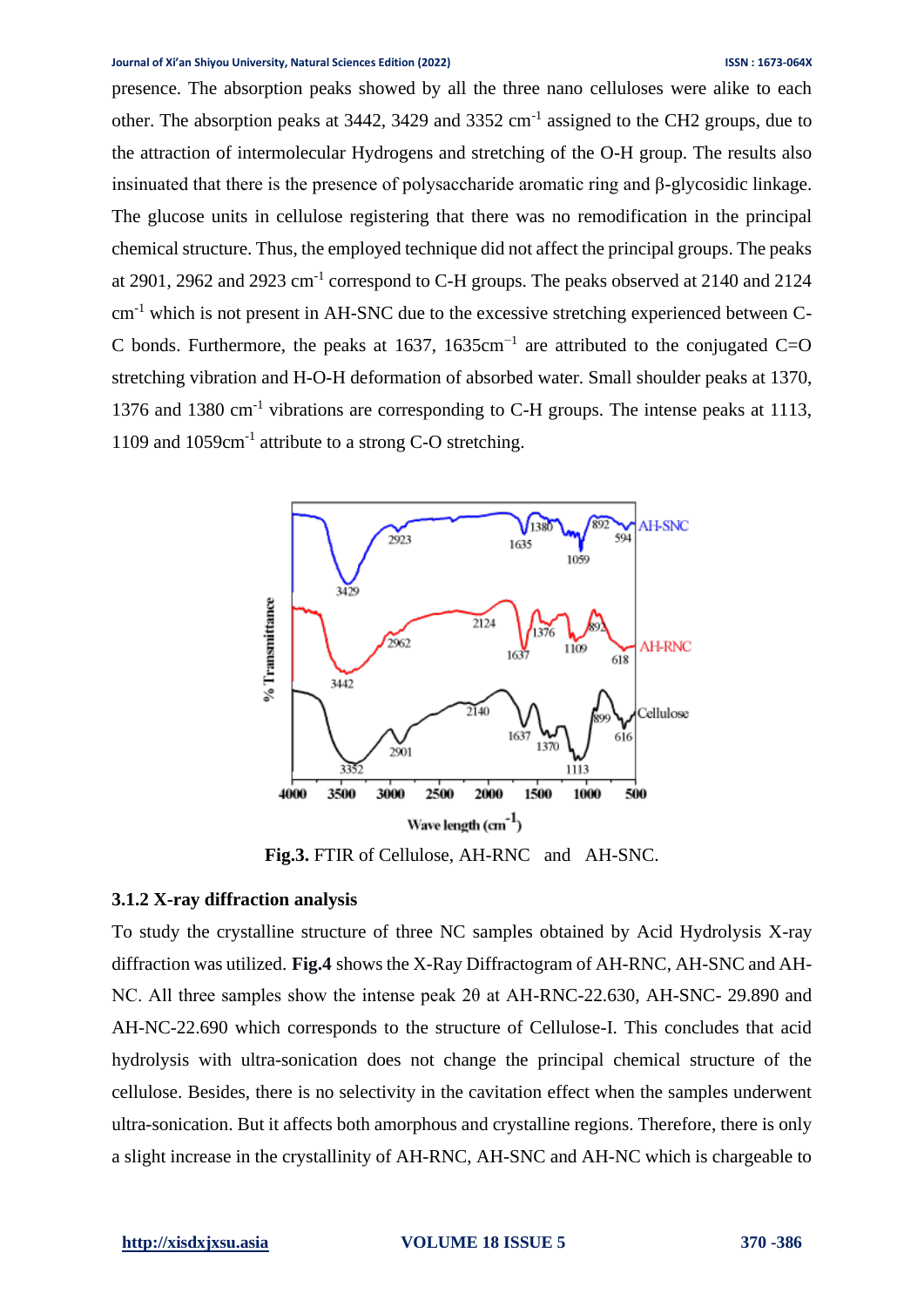presence. The absorption peaks showed by all the three nano celluloses were alike to each other. The absorption peaks at 3442, 3429 and 3352 $cm^{-1}$ assigned to the CH2 groups, due to the attraction of intermolecular Hydrogens and stretching of the O-H group. The results also insinuated that there is the presence of polysaccharide aromatic ring and β-glycosidic linkage. The glucose units in cellulose registering that there was no remodification in the principal chemical structure. Thus, the employed technique did not affect the principal groups. The peaks at 2901, 2962 and 2923 $cm^{-1}$ correspond to C-H groups. The peaks observed at 2140 and 2124 $cm^{-1}$ which is not present in AH-SNC due to the excessive stretching experienced between C-C bonds. Furthermore, the peaks at 1637, 1635$cm^{-1}$ are attributed to the conjugated C=O stretching vibration and H-O-H deformation of absorbed water. Small shoulder peaks at 1370, 1376 and 1380 $cm^{-1}$ vibrations are corresponding to C-H groups. The intense peaks at 1113, 1109 and 1059$cm^{-1}$ attribute to a strong C-O stretching.

**Fig.3.** FTIR of Cellulose, AH-RNC and AH-SNC.

### 3.1.2 X-ray diffraction analysis

To study the crystalline structure of three NC samples obtained by Acid Hydrolysis X-ray diffraction was utilized. **Fig.4** shows the X-Ray Diffractogram of AH-RNC, AH-SNC and AH-NC. All three samples show the intense peak 2θ at AH-RNC-22.630, AH-SNC- 29.890 and AH-NC-22.690 which corresponds to the structure of Cellulose-I. This concludes that acid hydrolysis with ultra-sonication does not change the principal chemical structure of the cellulose. Besides, there is no selectivity in the cavitation effect when the samples underwent ultra-sonication. But it affects both amorphous and crystalline regions. Therefore, there is only a slight increase in the crystallinity of AH-RNC, AH-SNC and AH-NC which is chargeable to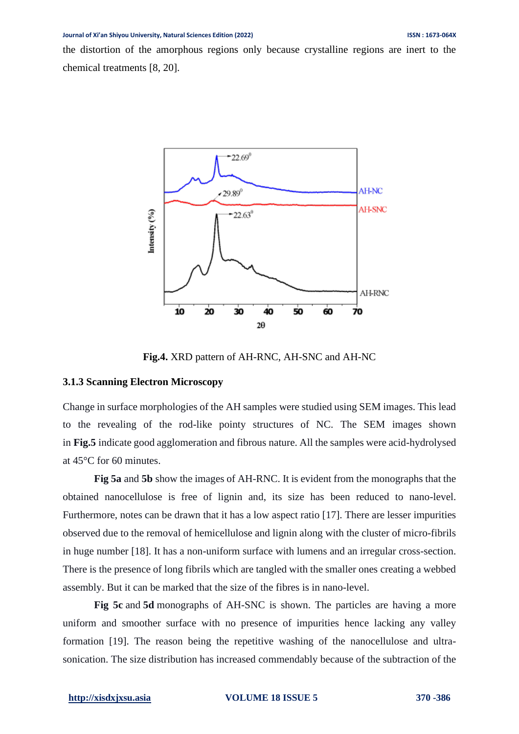the distortion of the amorphous regions only because crystalline regions are inert to the chemical treatments [8, 20].

**Fig.4.** XRD pattern of AH-RNC, AH-SNC and AH-NC

### 3.1.3 Scanning Electron Microscopy

Change in surface morphologies of the AH samples were studied using SEM images. This lead to the revealing of the rod-like pointy structures of NC. The SEM images shown in **Fig.5** indicate good agglomeration and fibrous nature. All the samples were acid-hydrolysed at 45°C for 60 minutes.

**Fig 5a** and **5b** show the images of AH-RNC. It is evident from the monographs that the obtained nanocellulose is free of lignin and, its size has been reduced to nano-level. Furthermore, notes can be drawn that it has a low aspect ratio [17]. There are lesser impurities observed due to the removal of hemicellulose and lignin along with the cluster of micro-fibrils in huge number [18]. It has a non-uniform surface with lumens and an irregular cross-section. There is the presence of long fibrils which are tangled with the smaller ones creating a webbed assembly. But it can be marked that the size of the fibres is in nano-level.

**Fig 5c** and **5d** monographs of AH-SNC is shown. The particles are having a more uniform and smoother surface with no presence of impurities hence lacking any valley formation [19]. The reason being the repetitive washing of the nanocellulose and ultra-sonication. The size distribution has increased commendably because of the subtraction of the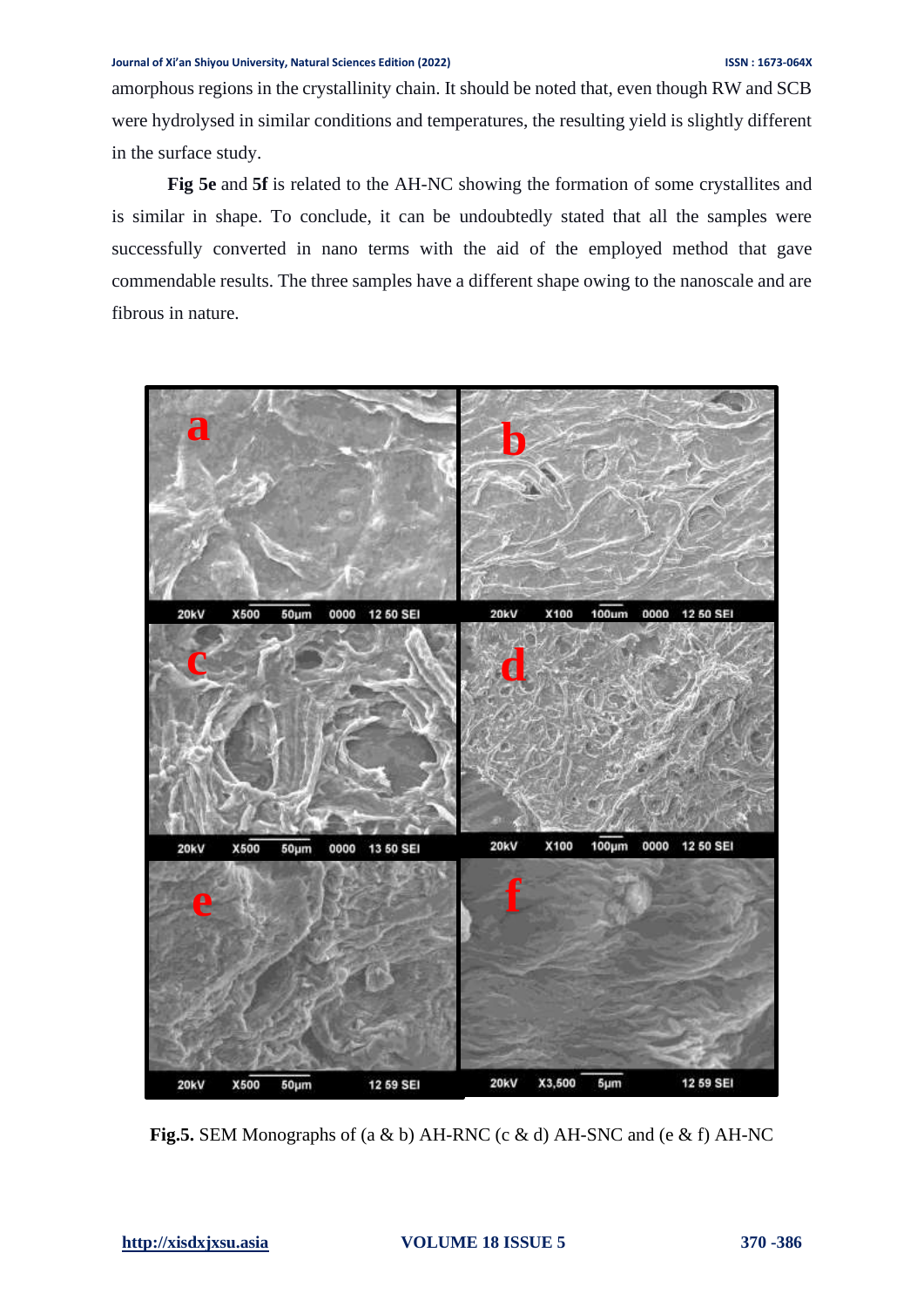amorphous regions in the crystallinity chain. It should be noted that, even though RW and SCB were hydrolysed in similar conditions and temperatures, the resulting yield is slightly different in the surface study.

**Fig 5e** and **5f** is related to the AH-NC showing the formation of some crystallites and is similar in shape. To conclude, it can be undoubtedly stated that all the samples were successfully converted in nano terms with the aid of the employed method that gave commendable results. The three samples have a different shape owing to the nanoscale and are fibrous in nature.

**Fig.5.** SEM Monographs of (a & b) AH-RNC (c & d) AH-SNC and (e & f) AH-NC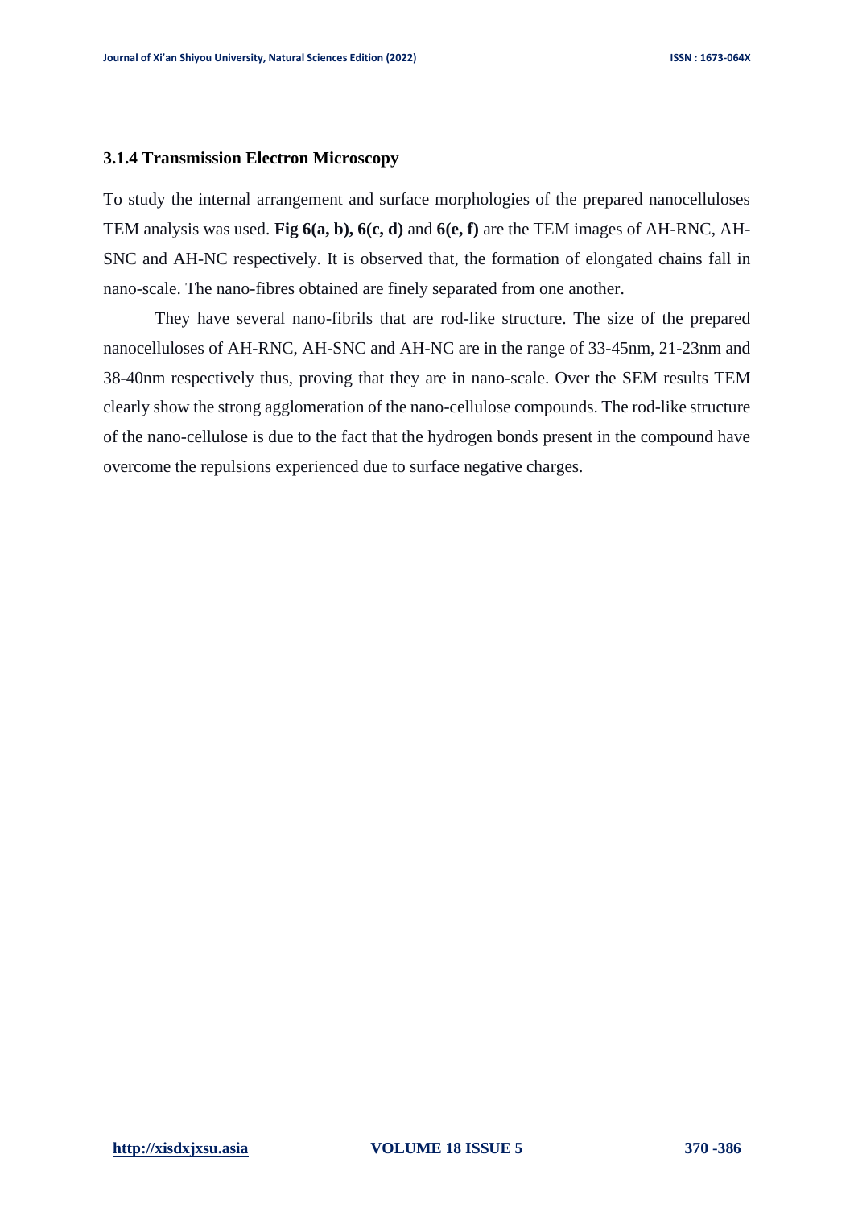### 3.1.4 Transmission Electron Microscopy

To study the internal arrangement and surface morphologies of the prepared nanocelluloses TEM analysis was used. **Fig 6(a, b), 6(c, d)** and **6(e, f)** are the TEM images of AH-RNC, AH-SNC and AH-NC respectively. It is observed that, the formation of elongated chains fall in nano-scale. The nano-fibres obtained are finely separated from one another.

They have several nano-fibrils that are rod-like structure. The size of the prepared nanocelluloses of AH-RNC, AH-SNC and AH-NC are in the range of 33-45nm, 21-23nm and 38-40nm respectively thus, proving that they are in nano-scale. Over the SEM results TEM clearly show the strong agglomeration of the nano-cellulose compounds. The rod-like structure of the nano-cellulose is due to the fact that the hydrogen bonds present in the compound have overcome the repulsions experienced due to surface negative charges.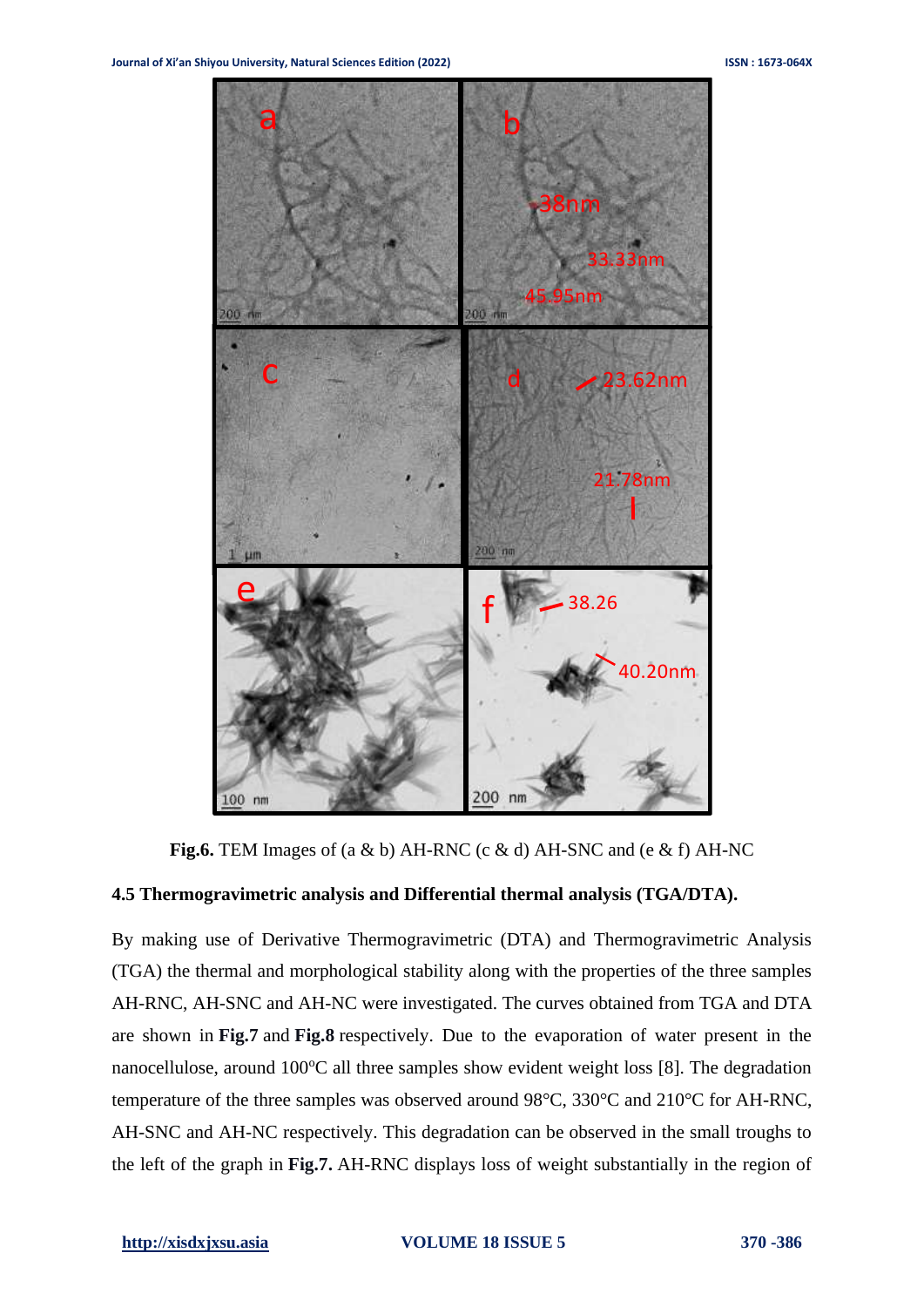Fig.6. TEM Images of (a & b) AH-RNC (c & d) AH-SNC and (e & f) AH-NC

### 4.5 Thermogravimetric analysis and Differential thermal analysis (TGA/DTA).

By making use of Derivative Thermogravimetric (DTA) and Thermogravimetric Analysis (TGA) the thermal and morphological stability along with the properties of the three samples AH-RNC, AH-SNC and AH-NC were investigated. The curves obtained from TGA and DTA are shown in **Fig.7** and **Fig.8** respectively. Due to the evaporation of water present in the nanocellulose, around 100$^{o}$C all three samples show evident weight loss [8]. The degradation temperature of the three samples was observed around 98°C, 330°C and 210°C for AH-RNC, AH-SNC and AH-NC respectively. This degradation can be observed in the small troughs to the left of the graph in **Fig.7.** AH-RNC displays loss of weight substantially in the region of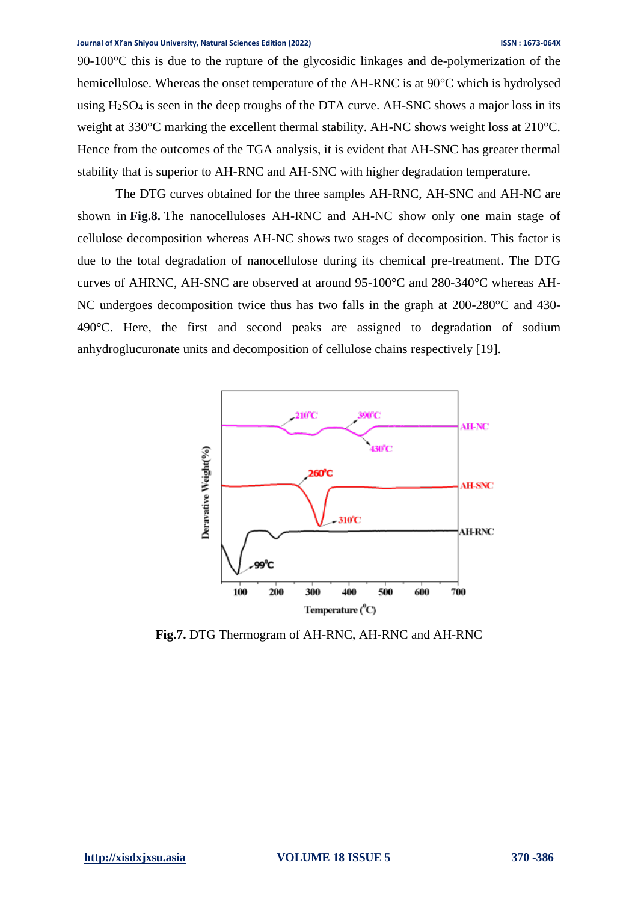90-100°C this is due to the rupture of the glycosidic linkages and de-polymerization of the hemicellulose. Whereas the onset temperature of the AH-RNC is at 90°C which is hydrolysed using $H_2SO_4$ is seen in the deep troughs of the DTA curve. AH-SNC shows a major loss in its weight at 330°C marking the excellent thermal stability. AH-NC shows weight loss at 210°C. Hence from the outcomes of the TGA analysis, it is evident that AH-SNC has greater thermal stability that is superior to AH-RNC and AH-SNC with higher degradation temperature.

The DTG curves obtained for the three samples AH-RNC, AH-SNC and AH-NC are shown in **Fig.8.** The nanocelluloses AH-RNC and AH-NC show only one main stage of cellulose decomposition whereas AH-NC shows two stages of decomposition. This factor is due to the total degradation of nanocellulose during its chemical pre-treatment. The DTG curves of AHRNC, AH-SNC are observed at around 95-100°C and 280-340°C whereas AH-NC undergoes decomposition twice thus has two falls in the graph at 200-280°C and 430-490°C. Here, the first and second peaks are assigned to degradation of sodium anhydroglucuronate units and decomposition of cellulose chains respectively [19].

**Fig.7.** DTG Thermogram of AH-RNC, AH-RNC and AH-RNC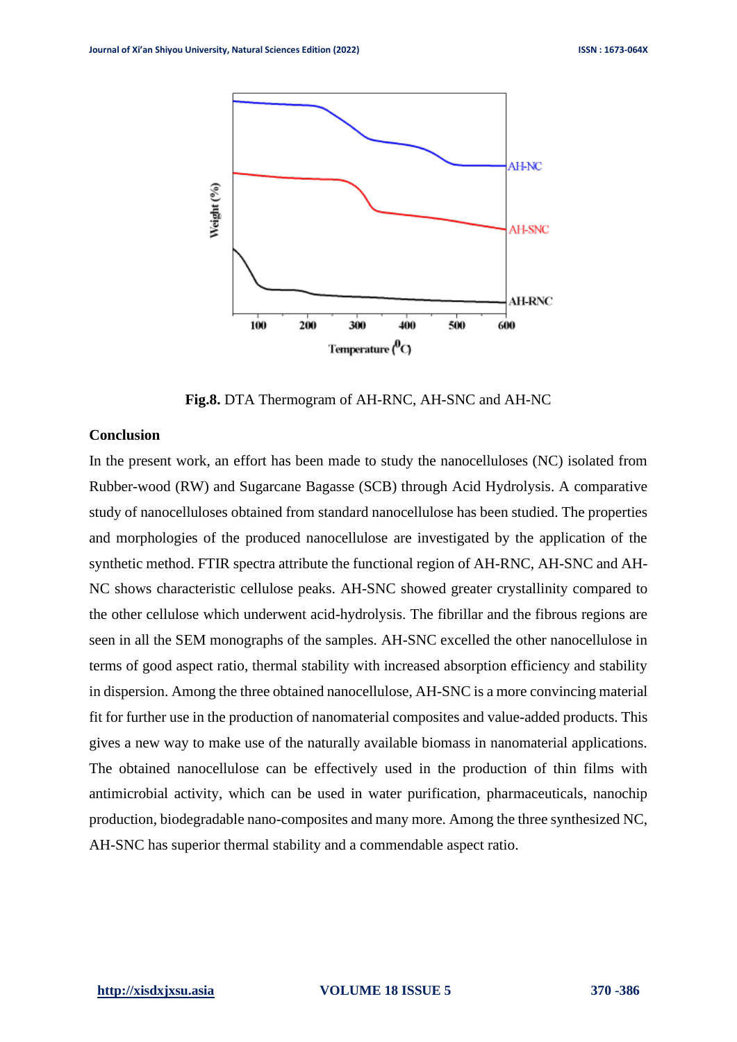**Fig.8.** DTA Thermogram of AH-RNC, AH-SNC and AH-NC

## Conclusion

In the present work, an effort has been made to study the nanocelluloses (NC) isolated from Rubber-wood (RW) and Sugarcane Bagasse (SCB) through Acid Hydrolysis. A comparative study of nanocelluloses obtained from standard nanocellulose has been studied. The properties and morphologies of the produced nanocellulose are investigated by the application of the synthetic method. FTIR spectra attribute the functional region of AH-RNC, AH-SNC and AH-NC shows characteristic cellulose peaks. AH-SNC showed greater crystallinity compared to the other cellulose which underwent acid-hydrolysis. The fibrillar and the fibrous regions are seen in all the SEM monographs of the samples. AH-SNC excelled the other nanocellulose in terms of good aspect ratio, thermal stability with increased absorption efficiency and stability in dispersion. Among the three obtained nanocellulose, AH-SNC is a more convincing material fit for further use in the production of nanomaterial composites and value-added products. This gives a new way to make use of the naturally available biomass in nanomaterial applications. The obtained nanocellulose can be effectively used in the production of thin films with antimicrobial activity, which can be used in water purification, pharmaceuticals, nanochip production, biodegradable nano-composites and many more. Among the three synthesized NC, AH-SNC has superior thermal stability and a commendable aspect ratio.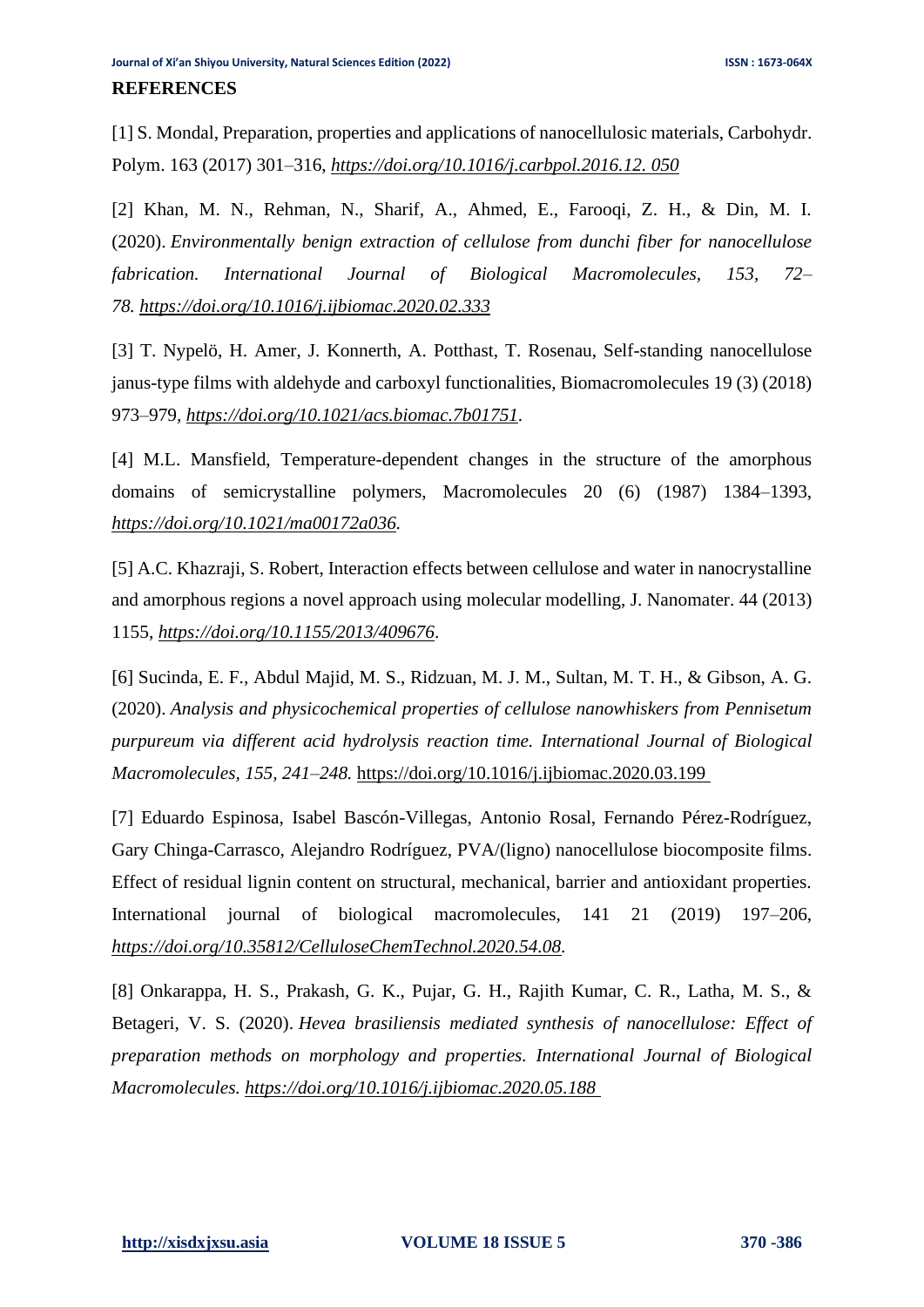## REFERENCES

[1] S. Mondal, Preparation, properties and applications of nanocellulosic materials, Carbohydr. Polym. 163 (2017) 301–316, *https://doi.org/10.1016/j.carbpol.2016.12. 050*

[2] Khan, M. N., Rehman, N., Sharif, A., Ahmed, E., Farooqi, Z. H., & Din, M. I. (2020). *Environmentally benign extraction of cellulose from dunchi fiber for nanocellulose fabrication. International Journal of Biological Macromolecules, 153, 72–78. https://doi.org/10.1016/j.ijbiomac.2020.02.333*

[3] T. Nypelö, H. Amer, J. Konnerth, A. Potthast, T. Rosenau, Self-standing nanocellulose janus-type films with aldehyde and carboxyl functionalities, Biomacromolecules 19 (3) (2018) 973–979, *https://doi.org/10.1021/acs.biomac.7b01751*.

[4] M.L. Mansfield, Temperature-dependent changes in the structure of the amorphous domains of semicrystalline polymers, Macromolecules 20 (6) (1987) 1384–1393, *https://doi.org/10.1021/ma00172a036.*

[5] A.C. Khazraji, S. Robert, Interaction effects between cellulose and water in nanocrystalline and amorphous regions a novel approach using molecular modelling, J. Nanomater. 44 (2013) 1155, *https://doi.org/10.1155/2013/409676*.

[6] Sucinda, E. F., Abdul Majid, M. S., Ridzuan, M. J. M., Sultan, M. T. H., & Gibson, A. G. (2020). *Analysis and physicochemical properties of cellulose nanowhiskers from Pennisetum purpureum via different acid hydrolysis reaction time. International Journal of Biological Macromolecules, 155, 241–248.* https://doi.org/10.1016/j.ijbiomac.2020.03.199

[7] Eduardo Espinosa, Isabel Bascón-Villegas, Antonio Rosal, Fernando Pérez-Rodríguez, Gary Chinga-Carrasco, Alejandro Rodríguez, PVA/(ligno) nanocellulose biocomposite films. Effect of residual lignin content on structural, mechanical, barrier and antioxidant properties. International journal of biological macromolecules, 141 21 (2019) 197–206, *https://doi.org/10.35812/CelluloseChemTechnol.2020.54.08.*

[8] Onkarappa, H. S., Prakash, G. K., Pujar, G. H., Rajith Kumar, C. R., Latha, M. S., & Betageri, V. S. (2020). *Hevea brasiliensis mediated synthesis of nanocellulose: Effect of preparation methods on morphology and properties. International Journal of Biological Macromolecules. https://doi.org/10.1016/j.ijbiomac.2020.05.188*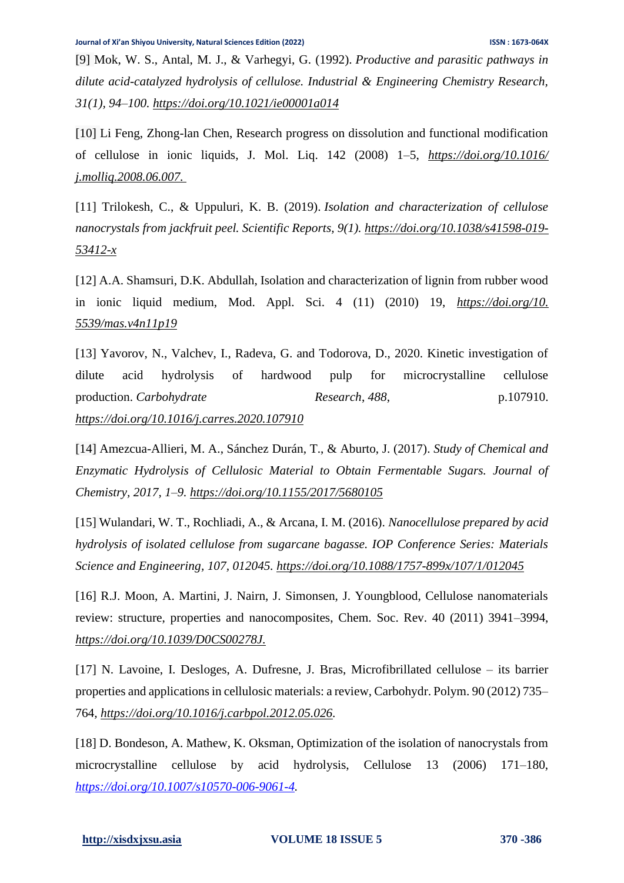[9] Mok, W. S., Antal, M. J., & Varhegyi, G. (1992). *Productive and parasitic pathways in dilute acid-catalyzed hydrolysis of cellulose. Industrial & Engineering Chemistry Research, 31(1), 94–100.* https://doi.org/10.1021/ie00001a014

[10] Li Feng, Zhong-lan Chen, Research progress on dissolution and functional modification of cellulose in ionic liquids, J. Mol. Liq. 142 (2008) 1–5, https://doi.org/10.1016/j.molliq.2008.06.007.

[11] Trilokesh, C., & Uppuluri, K. B. (2019). *Isolation and characterization of cellulose nanocrystals from jackfruit peel. Scientific Reports, 9(1).* https://doi.org/10.1038/s41598-019-53412-x

[12] A.A. Shamsuri, D.K. Abdullah, Isolation and characterization of lignin from rubber wood in ionic liquid medium, Mod. Appl. Sci. 4 (11) (2010) 19, https://doi.org/10.5539/mas.v4n11p19

[13] Yavorov, N., Valchev, I., Radeva, G. and Todorova, D., 2020. Kinetic investigation of dilute acid hydrolysis of hardwood pulp for microcrystalline cellulose production. *Carbohydrate Research*, *488*, p.107910. https://doi.org/10.1016/j.carres.2020.107910

[14] Amezcua-Allieri, M. A., Sánchez Durán, T., & Aburto, J. (2017). *Study of Chemical and Enzymatic Hydrolysis of Cellulosic Material to Obtain Fermentable Sugars. Journal of Chemistry, 2017, 1–9.* https://doi.org/10.1155/2017/5680105

[15] Wulandari, W. T., Rochliadi, A., & Arcana, I. M. (2016). *Nanocellulose prepared by acid hydrolysis of isolated cellulose from sugarcane bagasse. IOP Conference Series: Materials Science and Engineering, 107, 012045.* https://doi.org/10.1088/1757-899x/107/1/012045

[16] R.J. Moon, A. Martini, J. Nairn, J. Simonsen, J. Youngblood, Cellulose nanomaterials review: structure, properties and nanocomposites, Chem. Soc. Rev. 40 (2011) 3941–3994, https://doi.org/10.1039/D0CS00278J.

[17] N. Lavoine, I. Desloges, A. Dufresne, J. Bras, Microfibrillated cellulose – its barrier properties and applications in cellulosic materials: a review, Carbohydr. Polym. 90 (2012) 735–764, https://doi.org/10.1016/j.carbpol.2012.05.026.

[18] D. Bondeson, A. Mathew, K. Oksman, Optimization of the isolation of nanocrystals from microcrystalline cellulose by acid hydrolysis, Cellulose 13 (2006) 171–180, https://doi.org/10.1007/s10570-006-9061-4.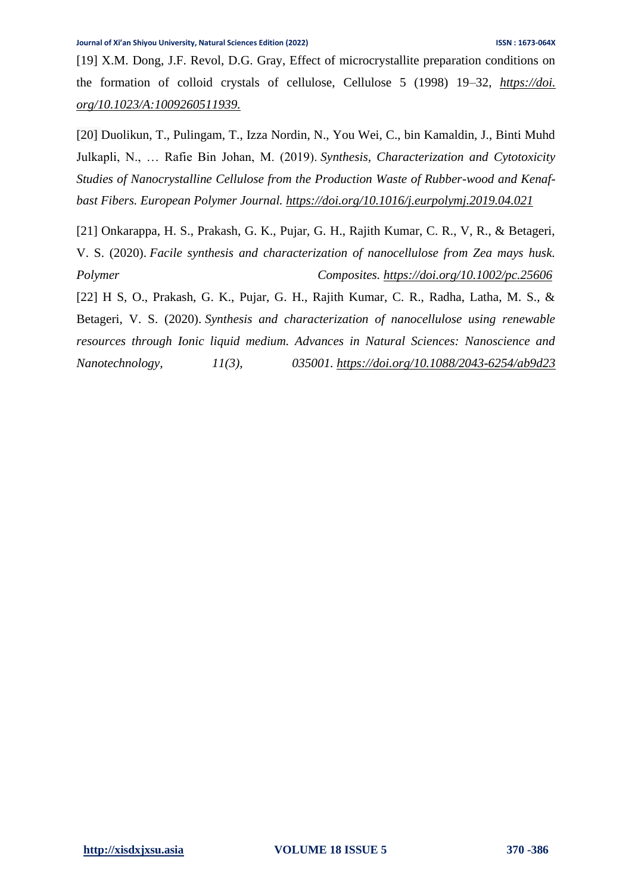[19] X.M. Dong, J.F. Revol, D.G. Gray, Effect of microcrystallite preparation conditions on the formation of colloid crystals of cellulose, Cellulose 5 (1998) 19–32, *https://doi. org/10.1023/A:1009260511939.*

[20] Duolikun, T., Pulingam, T., Izza Nordin, N., You Wei, C., bin Kamaldin, J., Binti Muhd Julkapli, N., … Rafie Bin Johan, M. (2019). *Synthesis, Characterization and Cytotoxicity Studies of Nanocrystalline Cellulose from the Production Waste of Rubber-wood and Kenaf-bast Fibers. European Polymer Journal.* https://doi.org/10.1016/j.eurpolymj.2019.04.021

[21] Onkarappa, H. S., Prakash, G. K., Pujar, G. H., Rajith Kumar, C. R., V, R., & Betageri, V. S. (2020). *Facile synthesis and characterization of nanocellulose from Zea mays husk. Polymer Composites.* https://doi.org/10.1002/pc.25606

[22] H S, O., Prakash, G. K., Pujar, G. H., Rajith Kumar, C. R., Radha, Latha, M. S., & Betageri, V. S. (2020). *Synthesis and characterization of nanocellulose using renewable resources through Ionic liquid medium. Advances in Natural Sciences: Nanoscience and Nanotechnology, 11(3), 035001.* https://doi.org/10.1088/2043-6254/ab9d23